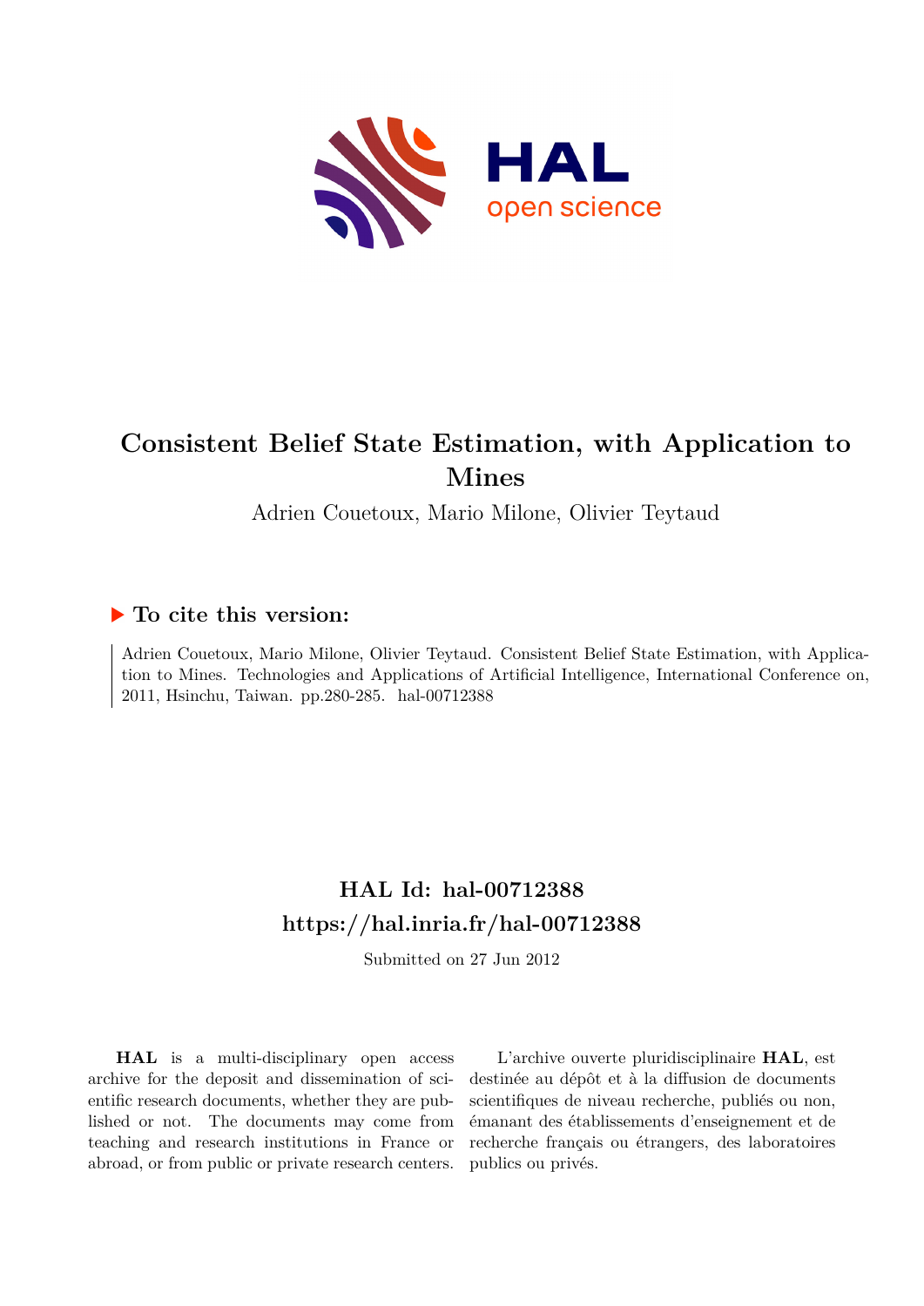# Consistent Belief State Estimation, with Application to Mines

Adrien Couetoux, Mario Milone, Olivier Teytaud

## ▶ To cite this version:

Adrien Couetoux, Mario Milone, Olivier Teytaud. Consistent Belief State Estimation, with Application to Mines. Technologies and Applications of Artificial Intelligence, International Conference on, 2011, Hsinchu, Taiwan. pp.280-285. hal-00712388

## HAL Id: hal-00712388

## https://hal.inria.fr/hal-00712388

Submitted on 27 Jun 2012

**HAL** is a multi-disciplinary open access archive for the deposit and dissemination of scientific research documents, whether they are published or not. The documents may come from teaching and research institutions in France or abroad, or from public or private research centers.

L'archive ouverte pluridisciplinaire **HAL**, est destinée au dépôt et à la diffusion de documents scientifiques de niveau recherche, publiés ou non, émanant des établissements d'enseignement et de recherche français ou étrangers, des laboratoires publics ou privés.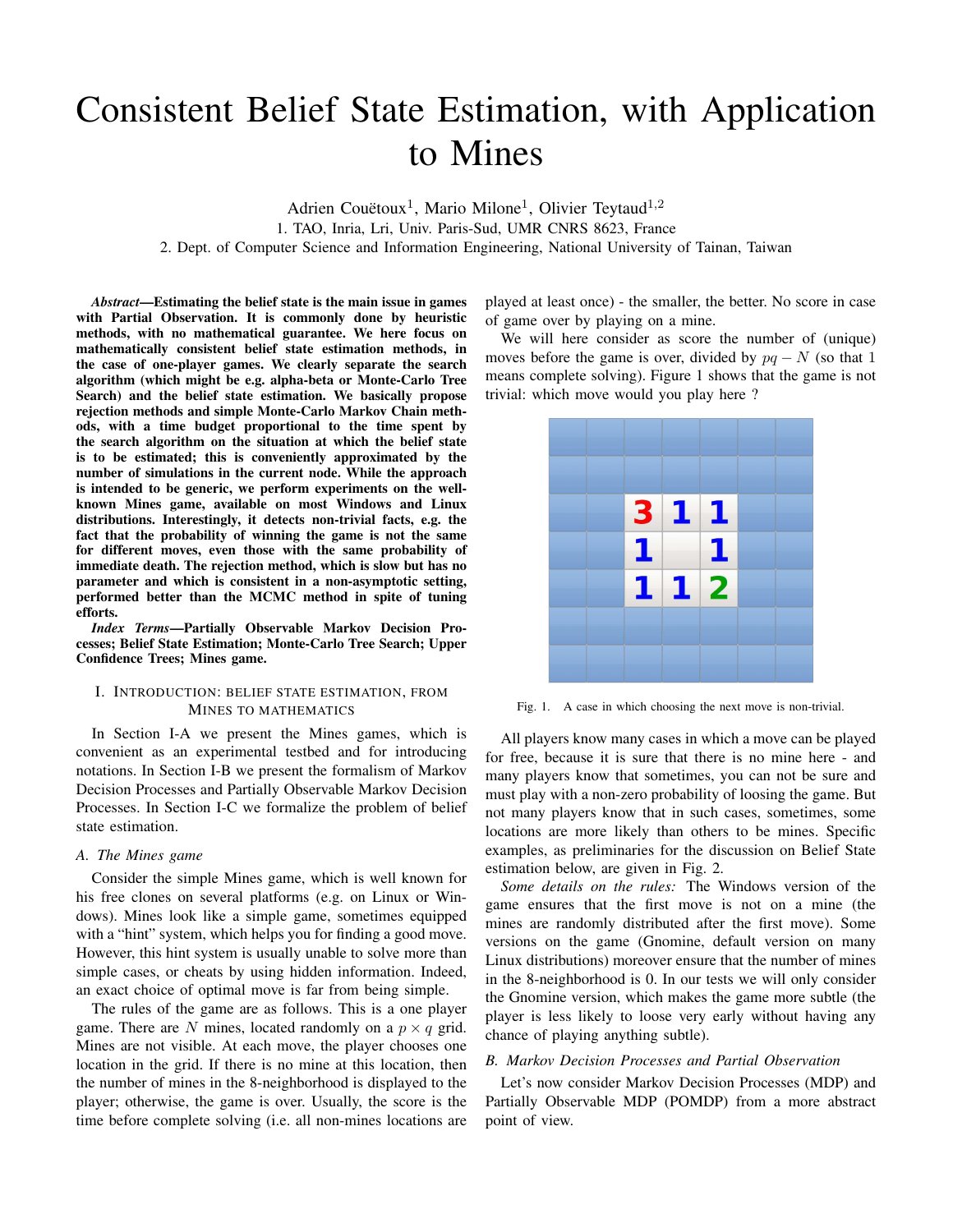# Consistent Belief State Estimation, with Application to Mines

Adrien Couëtoux[1], Mario Milone[1], Olivier Teytaud[1,2]

1. TAO, Inria, Lri, Univ. Paris-Sud, UMR CNRS 8623, France
2. Dept. of Computer Science and Information Engineering, National University of Tainan, Taiwan

***Abstract*—Estimating the belief state is the main issue in games with Partial Observation. It is commonly done by heuristic methods, with no mathematical guarantee. We here focus on mathematically consistent belief state estimation methods, in the case of one-player games. We clearly separate the search algorithm (which might be e.g. alpha-beta or Monte-Carlo Tree Search) and the belief state estimation. We basically propose rejection methods and simple Monte-Carlo Markov Chain methods, with a time budget proportional to the time spent by the search algorithm on the situation at which the belief state is to be estimated; this is conveniently approximated by the number of simulations in the current node. While the approach is intended to be generic, we perform experiments on the well-known Mines game, available on most Windows and Linux distributions. Interestingly, it detects non-trivial facts, e.g. the fact that the probability of winning the game is not the same for different moves, even those with the same probability of immediate death. The rejection method, which is slow but has no parameter and which is consistent in a non-asymptotic setting, performed better than the MCMC method in spite of tuning efforts.**

***Index Terms*—Partially Observable Markov Decision Processes; Belief State Estimation; Monte-Carlo Tree Search; Upper Confidence Trees; Mines game.**

## I. Introduction: belief state estimation, from Mines to mathematics

In Section I-A we present the Mines games, which is convenient as an experimental testbed and for introducing notations. In Section I-B we present the formalism of Markov Decision Processes and Partially Observable Markov Decision Processes. In Section I-C we formalize the problem of belief state estimation.

### A. The Mines game

Consider the simple Mines game, which is well known for his free clones on several platforms (e.g. on Linux or Windows). Mines look like a simple game, sometimes equipped with a "hint" system, which helps you for finding a good move. However, this hint system is usually unable to solve more than simple cases, or cheats by using hidden information. Indeed, an exact choice of optimal move is far from being simple.

The rules of the game are as follows. This is a one player game. There are $N$ mines, located randomly on a $p \times q$ grid. Mines are not visible. At each move, the player chooses one location in the grid. If there is no mine at this location, then the number of mines in the 8-neighborhood is displayed to the player; otherwise, the game is over. Usually, the score is the time before complete solving (i.e. all non-mines locations are played at least once) - the smaller, the better. No score in case of game over by playing on a mine.

We will here consider as score the number of (unique) moves before the game is over, divided by $pq - N$ (so that 1 means complete solving). Figure 1 shows that the game is not trivial: which move would you play here ?

| | | | | | | |
|---|---|---|---|---|---|---|
| | | | | | | |
| | | | | | | |
| | | 3 | 1 | 1 | | |
| | | 1 | | 1 | | |
| | | 1 | 1 | 2 | | |
| | | | | | | |
| | | | | | | |

Fig. 1. A case in which choosing the next move is non-trivial.

All players know many cases in which a move can be played for free, because it is sure that there is no mine here - and many players know that sometimes, you can not be sure and must play with a non-zero probability of loosing the game. But not many players know that in such cases, sometimes, some locations are more likely than others to be mines. Specific examples, as preliminaries for the discussion on Belief State estimation below, are given in Fig. 2.

*Some details on the rules:* The Windows version of the game ensures that the first move is not on a mine (the mines are randomly distributed after the first move). Some versions on the game (Gnomine, default version on many Linux distributions) moreover ensure that the number of mines in the 8-neighborhood is 0. In our tests we will only consider the Gnomine version, which makes the game more subtle (the player is less likely to loose very early without having any chance of playing anything subtle).

### B. Markov Decision Processes and Partial Observation

Let's now consider Markov Decision Processes (MDP) and Partially Observable MDP (POMDP) from a more abstract point of view.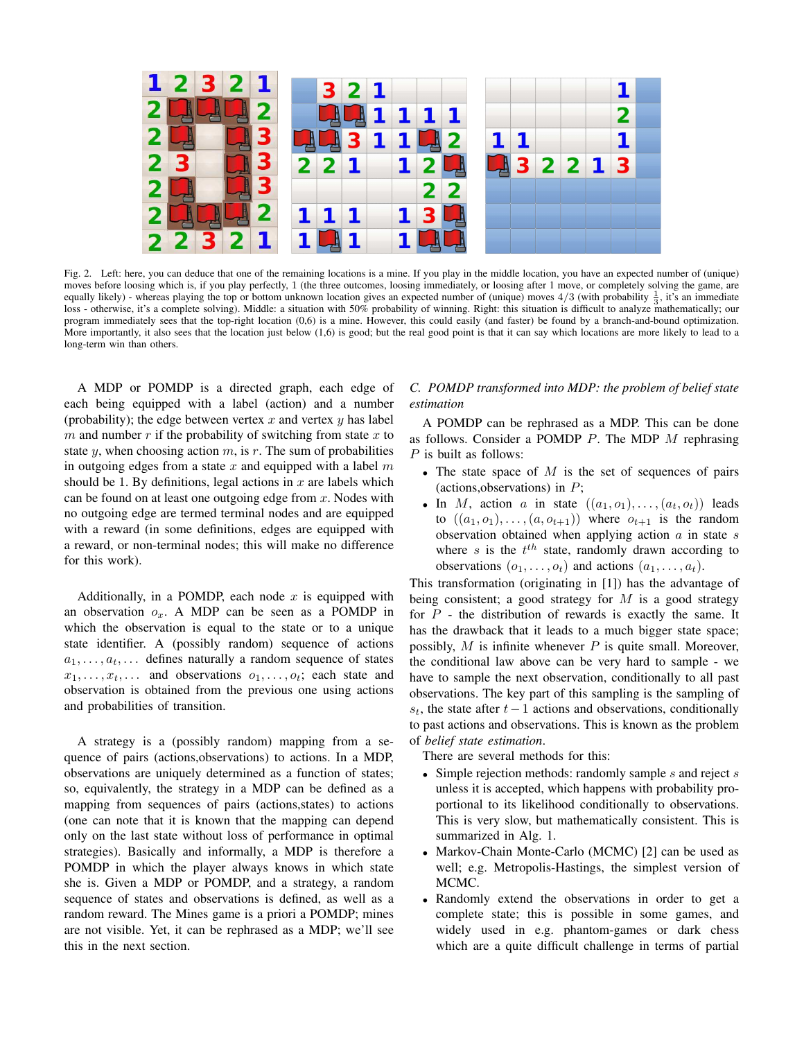Fig. 2. Left: here, you can deduce that one of the remaining locations is a mine. If you play in the middle location, you have an expected number of (unique) moves before loosing which is, if you play perfectly, 1 (the three outcomes, loosing immediately, or loosing after 1 move, or completely solving the game, are equally likely) - whereas playing the top or bottom unknown location gives an expected number of (unique) moves 4/3 (with probability $\frac{1}{3}$, it's an immediate loss - otherwise, it's a complete solving). Middle: a situation with 50% probability of winning. Right: this situation is difficult to analyze mathematically; our program immediately sees that the top-right location (0,6) is a mine. However, this could easily (and faster) be found by a branch-and-bound optimization. More importantly, it also sees that the location just below (1,6) is good; but the real good point is that it can say which locations are more likely to lead to a long-term win than others.

A MDP or POMDP is a directed graph, each edge of each being equipped with a label (action) and a number (probability); the edge between vertex $x$ and vertex $y$ has label $m$ and number $r$ if the probability of switching from state $x$ to state $y$, when choosing action $m$, is $r$. The sum of probabilities in outgoing edges from a state $x$ and equipped with a label $m$ should be 1. By definitions, legal actions in $x$ are labels which can be found on at least one outgoing edge from $x$. Nodes with no outgoing edge are termed terminal nodes and are equipped with a reward (in some definitions, edges are equipped with a reward, or non-terminal nodes; this will make no difference for this work).

Additionally, in a POMDP, each node $x$ is equipped with an observation $o_x$. A MDP can be seen as a POMDP in which the observation is equal to the state or to a unique state identifier. A (possibly random) sequence of actions $a_1, \ldots, a_t, \ldots$ defines naturally a random sequence of states $x_1, \ldots, x_t, \ldots$ and observations $o_1, \ldots, o_t$; each state and observation is obtained from the previous one using actions and probabilities of transition.

A strategy is a (possibly random) mapping from a sequence of pairs (actions,observations) to actions. In a MDP, observations are uniquely determined as a function of states; so, equivalently, the strategy in a MDP can be defined as a mapping from sequences of pairs (actions,states) to actions (one can note that it is known that the mapping can depend only on the last state without loss of performance in optimal strategies). Basically and informally, a MDP is therefore a POMDP in which the player always knows in which state she is. Given a MDP or POMDP, and a strategy, a random sequence of states and observations is defined, as well as a random reward. The Mines game is a priori a POMDP; mines are not visible. Yet, it can be rephrased as a MDP; we'll see this in the next section.

### C. POMDP transformed into MDP: the problem of belief state estimation

A POMDP can be rephrased as a MDP. This can be done as follows. Consider a POMDP $P$. The MDP $M$ rephrasing $P$ is built as follows:

- The state space of $M$ is the set of sequences of pairs (actions,observations) in $P$;
- In $M$, action $a$ in state $((a_1, o_1), \ldots, (a_t, o_t))$ leads to $((a_1, o_1), \ldots, (a, o_{t+1}))$ where $o_{t+1}$ is the random observation obtained when applying action $a$ in state $s$ where $s$ is the $t^{th}$ state, randomly drawn according to observations $(o_1, \ldots, o_t)$ and actions $(a_1, \ldots, a_t)$.

This transformation (originating in [1]) has the advantage of being consistent; a good strategy for $M$ is a good strategy for $P$ - the distribution of rewards is exactly the same. It has the drawback that it leads to a much bigger state space; possibly, $M$ is infinite whenever $P$ is quite small. Moreover, the conditional law above can be very hard to sample - we have to sample the next observation, conditionally to all past observations. The key part of this sampling is the sampling of $s_t$, the state after $t-1$ actions and observations, conditionally to past actions and observations. This is known as the problem of *belief state estimation*.

There are several methods for this:

- Simple rejection methods: randomly sample $s$ and reject $s$ unless it is accepted, which happens with probability proportional to its likelihood conditionally to observations. This is very slow, but mathematically consistent. This is summarized in Alg. 1.
- Markov-Chain Monte-Carlo (MCMC) [2] can be used as well; e.g. Metropolis-Hastings, the simplest version of MCMC.
- Randomly extend the observations in order to get a complete state; this is possible in some games, and widely used in e.g. phantom-games or dark chess which are a quite difficult challenge in terms of partial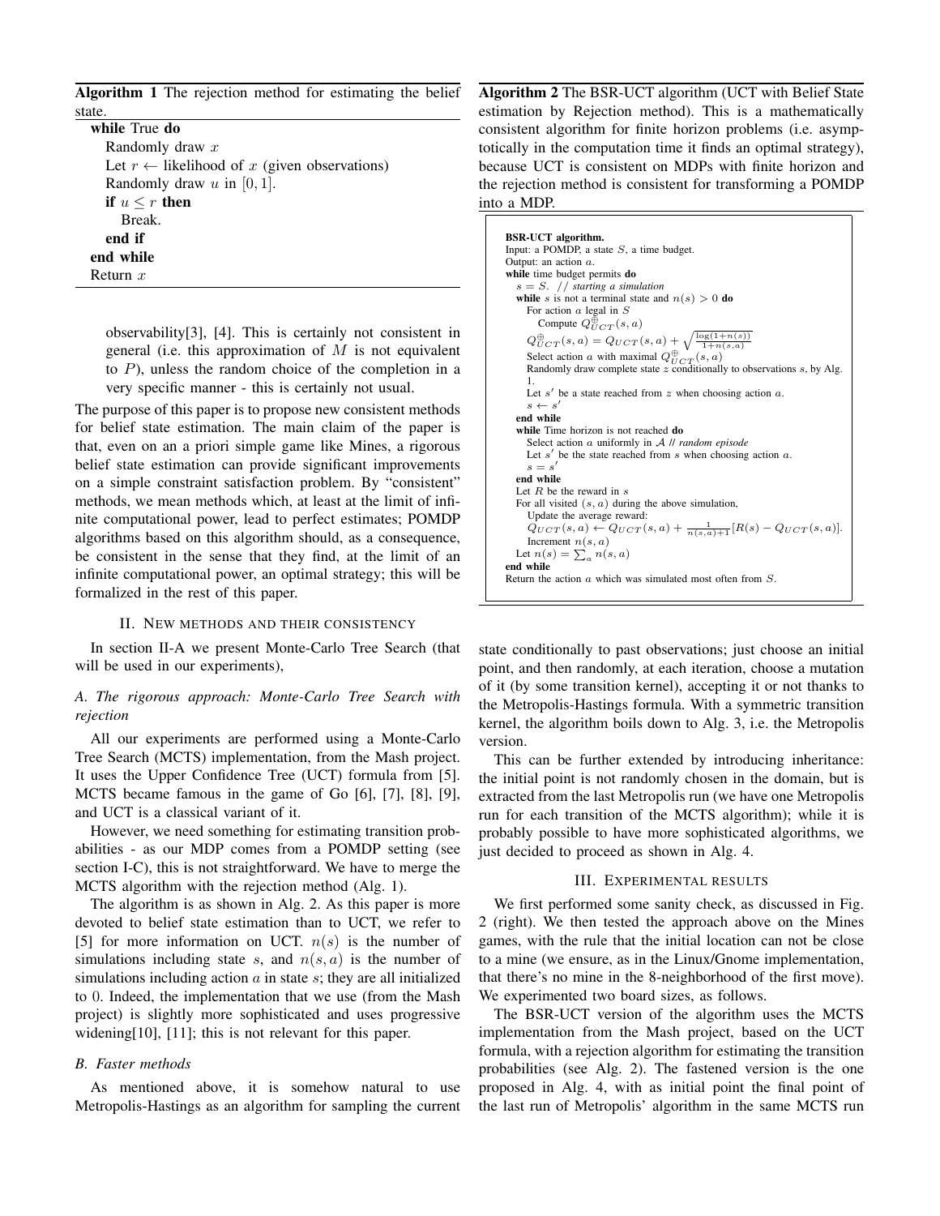**Algorithm 1** The rejection method for estimating the belief state.

```
while True do
    Randomly draw x
    Let r ← likelihood of x (given observations)
    Randomly draw u in [0, 1].
    if u ≤ r then
        Break.
    end if
end while
Return x
```

observability[3], [4]. This is certainly not consistent in general (i.e. this approximation of $M$ is not equivalent to $P$), unless the random choice of the completion in a very specific manner - this is certainly not usual.

The purpose of this paper is to propose new consistent methods for belief state estimation. The main claim of the paper is that, even on an a priori simple game like Mines, a rigorous belief state estimation can provide significant improvements on a simple constraint satisfaction problem. By "consistent" methods, we mean methods which, at least at the limit of infinite computational power, lead to perfect estimates; POMDP algorithms based on this algorithm should, as a consequence, be consistent in the sense that they find, at the limit of an infinite computational power, an optimal strategy; this will be formalized in the rest of this paper.

## II. New methods and their consistency

In section II-A we present Monte-Carlo Tree Search (that will be used in our experiments),

### *A. The rigorous approach: Monte-Carlo Tree Search with rejection*

All our experiments are performed using a Monte-Carlo Tree Search (MCTS) implementation, from the Mash project. It uses the Upper Confidence Tree (UCT) formula from [5]. MCTS became famous in the game of Go [6], [7], [8], [9], and UCT is a classical variant of it.

However, we need something for estimating transition probabilities - as our MDP comes from a POMDP setting (see section I-C), this is not straightforward. We have to merge the MCTS algorithm with the rejection method (Alg. 1).

The algorithm is as shown in Alg. 2. As this paper is more devoted to belief state estimation than to UCT, we refer to [5] for more information on UCT. $n(s)$ is the number of simulations including state $s$, and $n(s, a)$ is the number of simulations including action $a$ in state $s$; they are all initialized to 0. Indeed, the implementation that we use (from the Mash project) is slightly more sophisticated and uses progressive widening[10], [11]; this is not relevant for this paper.

### *B. Faster methods*

As mentioned above, it is somehow natural to use Metropolis-Hastings as an algorithm for sampling the current state conditionally to past observations; just choose an initial point, and then randomly, at each iteration, choose a mutation of it (by some transition kernel), accepting it or not thanks to the Metropolis-Hastings formula. With a symmetric transition kernel, the algorithm boils down to Alg. 3, i.e. the Metropolis version.

This can be further extended by introducing inheritance: the initial point is not randomly chosen in the domain, but is extracted from the last Metropolis run (we have one Metropolis run for each transition of the MCTS algorithm); while it is probably possible to have more sophisticated algorithms, we just decided to proceed as shown in Alg. 4.

**Algorithm 2** The BSR-UCT algorithm (UCT with Belief State estimation by Rejection method). This is a mathematically consistent algorithm for finite horizon problems (i.e. asymptotically in the computation time it finds an optimal strategy), because UCT is consistent on MDPs with finite horizon and the rejection method is consistent for transforming a POMDP into a MDP.

**BSR-UCT algorithm.**
Input: a POMDP, a state $S$, a time budget.
Output: an action $a$.
**while** time budget permits **do**
  $s = S$. // *starting a simulation*
  **while** $s$ is not a terminal state and $n(s) > 0$ **do**
    For action $a$ legal in $S$
      Compute $Q^{\oplus}_{UCT}(s,a)$
    $Q^{\oplus}_{UCT}(s,a) = Q_{UCT}(s,a) + \sqrt{\frac{\log(1+n(s))}{1+n(s,a)}}$
    Select action $a$ with maximal $Q^{\oplus}_{UCT}(s,a)$
    Randomly draw complete state $z$ conditionally to observations $s$, by Alg. 1.
    Let $s'$ be a state reached from $z$ when choosing action $a$.
    $s \leftarrow s'$
  **end while**
  **while** Time horizon is not reached **do**
    Select action $a$ uniformly in $\mathcal{A}$ // *random episode*
    Let $s'$ be the state reached from $s$ when choosing action $a$.
    $s = s'$
  **end while**
  Let $R$ be the reward in $s$
  For all visited $(s,a)$ during the above simulation,
    Update the average reward:
    $Q_{UCT}(s,a) \leftarrow Q_{UCT}(s,a) + \frac{1}{n(s,a)+1}[R(s) - Q_{UCT}(s,a)]$.
    Increment $n(s,a)$
  Let $n(s) = \sum_a n(s,a)$
**end while**
Return the action $a$ which was simulated most often from $S$.

## III. Experimental results

We first performed some sanity check, as discussed in Fig. 2 (right). We then tested the approach above on the Mines games, with the rule that the initial location can not be close to a mine (we ensure, as in the Linux/Gnome implementation, that there's no mine in the 8-neighborhood of the first move). We experimented two board sizes, as follows.

The BSR-UCT version of the algorithm uses the MCTS implementation from the Mash project, based on the UCT formula, with a rejection algorithm for estimating the transition probabilities (see Alg. 2). The fastened version is the one proposed in Alg. 4, with as initial point the final point of the last run of Metropolis' algorithm in the same MCTS run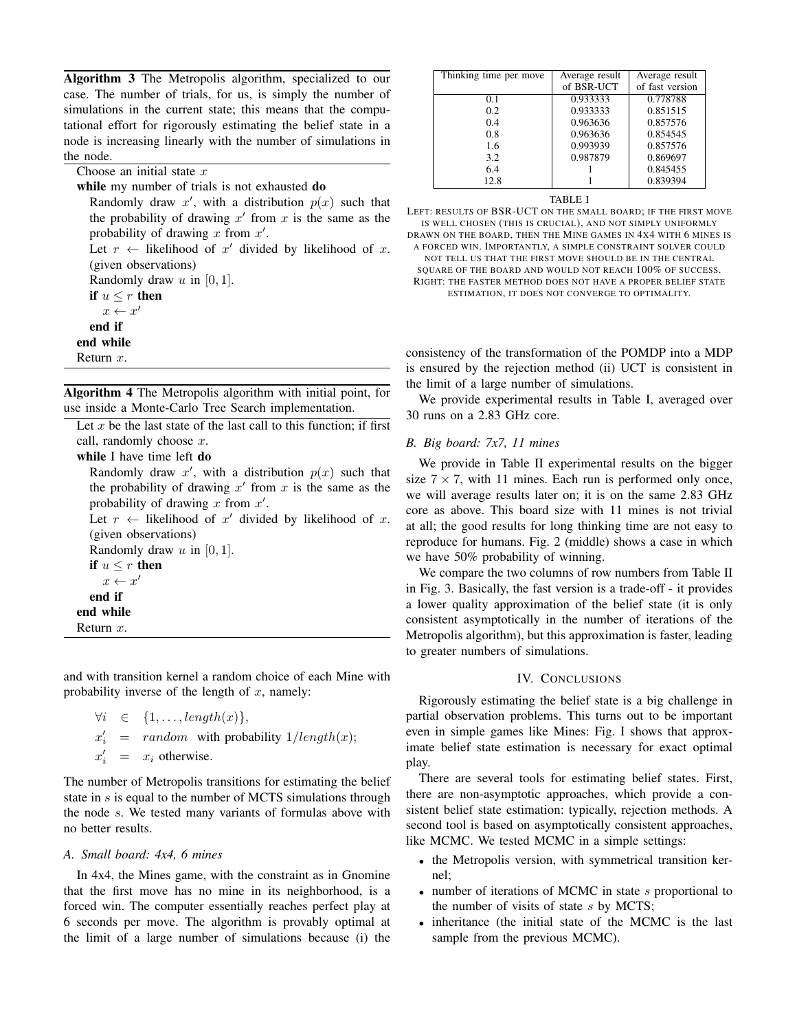**Algorithm 3** The Metropolis algorithm, specialized to our case. The number of trials, for us, is simply the number of simulations in the current state; this means that the computational effort for rigorously estimating the belief state in a node is increasing linearly with the number of simulations in the node.

```
Choose an initial state x
while my number of trials is not exhausted do
    Randomly draw x', with a distribution p(x) such that
    the probability of drawing x' from x is the same as the
    probability of drawing x from x'.
    Let r ← likelihood of x' divided by likelihood of x.
    (given observations)
    Randomly draw u in [0,1].
    if u ≤ r then
        x ← x'
    end if
end while
Return x.
```

**Algorithm 4** The Metropolis algorithm with initial point, for use inside a Monte-Carlo Tree Search implementation.

```
Let x be the last state of the last call to this function; if first
call, randomly choose x.
while I have time left do
    Randomly draw x', with a distribution p(x) such that
    the probability of drawing x' from x is the same as the
    probability of drawing x from x'.
    Let r ← likelihood of x' divided by likelihood of x.
    (given observations)
    Randomly draw u in [0,1].
    if u ≤ r then
        x ← x'
    end if
end while
Return x.
```

and with transition kernel a random choice of each Mine with probability inverse of the length of $x$, namely:

$$\forall i \in \{1, \ldots, length(x)\},$$
$$x'_i = random \text{ with probability } 1/length(x);$$
$$x'_i = x_i \text{ otherwise.}$$

The number of Metropolis transitions for estimating the belief state in $s$ is equal to the number of MCTS simulations through the node $s$. We tested many variants of formulas above with no better results.

### A. Small board: 4x4, 6 mines

In 4x4, the Mines game, with the constraint as in Gnomine that the first move has no mine in its neighborhood, is a forced win. The computer essentially reaches perfect play at 6 seconds per move. The algorithm is provably optimal at the limit of a large number of simulations because (i) the consistency of the transformation of the POMDP into a MDP is ensured by the rejection method (ii) UCT is consistent in the limit of a large number of simulations.

We provide experimental results in Table I, averaged over 30 runs on a 2.83 GHz core.

| Thinking time per move | Average result of BSR-UCT | Average result of fast version |
|---|---|---|
| 0.1 | 0.933333 | 0.778788 |
| 0.2 | 0.933333 | 0.851515 |
| 0.4 | 0.963636 | 0.857576 |
| 0.8 | 0.963636 | 0.854545 |
| 1.6 | 0.993939 | 0.857576 |
| 3.2 | 0.987879 | 0.869697 |
| 6.4 | 1 | 0.845455 |
| 12.8 | 1 | 0.839394 |

TABLE I

LEFT: RESULTS OF BSR-UCT ON THE SMALL BOARD; IF THE FIRST MOVE IS WELL CHOSEN (THIS IS CRUCIAL), AND NOT SIMPLY UNIFORMLY DRAWN ON THE BOARD, THEN THE MINE GAMES IN 4X4 WITH 6 MINES IS A FORCED WIN. IMPORTANTLY, A SIMPLE CONSTRAINT SOLVER COULD NOT TELL US THAT THE FIRST MOVE SHOULD BE IN THE CENTRAL SQUARE OF THE BOARD AND WOULD NOT REACH 100% OF SUCCESS. RIGHT: THE FASTER METHOD DOES NOT HAVE A PROPER BELIEF STATE ESTIMATION, IT DOES NOT CONVERGE TO OPTIMALITY.

### B. Big board: 7x7, 11 mines

We provide in Table II experimental results on the bigger size $7 \times 7$, with 11 mines. Each run is performed only once, we will average results later on; it is on the same 2.83 GHz core as above. This board size with 11 mines is not trivial at all; the good results for long thinking time are not easy to reproduce for humans. Fig. 2 (middle) shows a case in which we have 50% probability of winning.

We compare the two columns of row numbers from Table II in Fig. 3. Basically, the fast version is a trade-off - it provides a lower quality approximation of the belief state (it is only consistent asymptotically in the number of iterations of the Metropolis algorithm), but this approximation is faster, leading to greater numbers of simulations.

## IV. Conclusions

Rigorously estimating the belief state is a big challenge in partial observation problems. This turns out to be important even in simple games like Mines: Fig. I shows that approximate belief state estimation is necessary for exact optimal play.

There are several tools for estimating belief states. First, there are non-asymptotic approaches, which provide a consistent belief state estimation: typically, rejection methods. A second tool is based on asymptotically consistent approaches, like MCMC. We tested MCMC in a simple settings:

- the Metropolis version, with symmetrical transition kernel;
- number of iterations of MCMC in state $s$ proportional to the number of visits of state $s$ by MCTS;
- inheritance (the initial state of the MCMC is the last sample from the previous MCMC).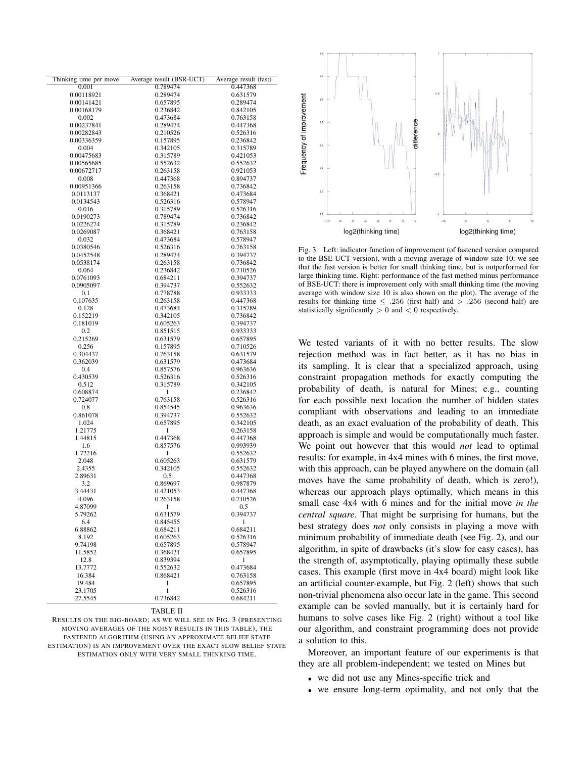| Thinking time per move | Average result (BSR-UCT) | Average result (fast) |
| --- | --- | --- |
| 0.001 | 0.789474 | 0.447368 |
| 0.00118921 | 0.289474 | 0.631579 |
| 0.00141421 | 0.657895 | 0.289474 |
| 0.00168179 | 0.236842 | 0.842105 |
| 0.002 | 0.473684 | 0.763158 |
| 0.00237841 | 0.289474 | 0.447368 |
| 0.00282843 | 0.210526 | 0.526316 |
| 0.00336359 | 0.157895 | 0.236842 |
| 0.004 | 0.342105 | 0.315789 |
| 0.00475683 | 0.315789 | 0.421053 |
| 0.00565685 | 0.552632 | 0.552632 |
| 0.00672717 | 0.263158 | 0.921053 |
| 0.008 | 0.447368 | 0.894737 |
| 0.00951366 | 0.263158 | 0.736842 |
| 0.0113137 | 0.368421 | 0.473684 |
| 0.0134543 | 0.526316 | 0.578947 |
| 0.016 | 0.315789 | 0.526316 |
| 0.0190273 | 0.789474 | 0.736842 |
| 0.0226274 | 0.315789 | 0.236842 |
| 0.0269087 | 0.368421 | 0.763158 |
| 0.032 | 0.473684 | 0.578947 |
| 0.0380546 | 0.526316 | 0.763158 |
| 0.0452548 | 0.289474 | 0.394737 |
| 0.0538174 | 0.263158 | 0.736842 |
| 0.064 | 0.236842 | 0.710526 |
| 0.0761093 | 0.684211 | 0.394737 |
| 0.0905097 | 0.394737 | 0.552632 |
| 0.1 | 0.778788 | 0.933333 |
| 0.107635 | 0.263158 | 0.447368 |
| 0.128 | 0.473684 | 0.315789 |
| 0.152219 | 0.342105 | 0.736842 |
| 0.181019 | 0.605263 | 0.394737 |
| 0.2 | 0.851515 | 0.933333 |
| 0.215269 | 0.631579 | 0.657895 |
| 0.256 | 0.157895 | 0.710526 |
| 0.304437 | 0.763158 | 0.631579 |
| 0.362039 | 0.631579 | 0.473684 |
| 0.4 | 0.857576 | 0.963636 |
| 0.430539 | 0.526316 | 0.526316 |
| 0.512 | 0.315789 | 0.342105 |
| 0.608874 | 1 | 0.236842 |
| 0.724077 | 0.763158 | 0.526316 |
| 0.8 | 0.854545 | 0.963636 |
| 0.861078 | 0.394737 | 0.552632 |
| 1.024 | 0.657895 | 0.342105 |
| 1.21775 | 1 | 0.263158 |
| 1.44815 | 0.447368 | 0.447368 |
| 1.6 | 0.857576 | 0.993939 |
| 1.72216 | 1 | 0.552632 |
| 2.048 | 0.605263 | 0.631579 |
| 2.4355 | 0.342105 | 0.552632 |
| 2.89631 | 0.5 | 0.447368 |
| 3.2 | 0.869697 | 0.987879 |
| 3.44431 | 0.421053 | 0.447368 |
| 4.096 | 0.263158 | 0.710526 |
| 4.87099 | 1 | 0.5 |
| 5.79262 | 0.631579 | 0.394737 |
| 6.4 | 0.845455 | 1 |
| 6.88862 | 0.684211 | 0.684211 |
| 8.192 | 0.605263 | 0.526316 |
| 9.74198 | 0.657895 | 0.578947 |
| 11.5852 | 0.368421 | 0.657895 |
| 12.8 | 0.839394 | 1 |
| 13.7772 | 0.552632 | 0.473684 |
| 16.384 | 0.868421 | 0.763158 |
| 19.484 | 1 | 0.657895 |
| 23.1705 | 1 | 0.526316 |
| 27.5545 | 0.736842 | 0.684211 |

TABLE II

RESULTS ON THE BIG-BOARD; AS WE WILL SEE IN FIG. 3 (PRESENTING MOVING AVERAGES OF THE NOISY RESULTS IN THIS TABLE), THE FASTENED ALGORITHM (USING AN APPROXIMATE BELIEF STATE ESTIMATION) IS AN IMPROVEMENT OVER THE EXACT SLOW BELIEF STATE ESTIMATION ONLY WITH VERY SMALL THINKING TIME.

Fig. 3. Left: indicator function of improvement (of fastened version compared to the BSE-UCT version), with a moving average of window size 10: we see that the fast version is better for small thinking time, but is outperformed for large thinking time. Right: performance of the fast method minus performance of BSE-UCT: there is improvement only with small thinking time (the moving average with window size 10 is also shown on the plot). The average of the results for thinking time $\leq .256$ (first half) and $> .256$ (second half) are statistically significantly $> 0$ and $< 0$ respectively.

We tested variants of it with no better results. The slow rejection method was in fact better, as it has no bias in its sampling. It is clear that a specialized approach, using constraint propagation methods for exactly computing the probability of death, is natural for Mines; e.g., counting for each possible next location the number of hidden states compliant with observations and leading to an immediate death, as an exact evaluation of the probability of death. This approach is simple and would be computationally much faster. We point out however that this would *not* lead to optimal results: for example, in 4x4 mines with 6 mines, the first move, with this approach, can be played anywhere on the domain (all moves have the same probability of death, which is zero!), whereas our approach plays optimally, which means in this small case 4x4 with 6 mines and for the initial move *in the central square*. That might be surprising for humans, but the best strategy does *not* only consists in playing a move with minimum probability of immediate death (see Fig. 2), and our algorithm, in spite of drawbacks (it's slow for easy cases), has the strength of, asymptotically, playing optimally these subtle cases. This example (first move in 4x4 board) might look like an artificial counter-example, but Fig. 2 (left) shows that such non-trivial phenomena also occur late in the game. This second example can be sovled manually, but it is certainly hard for humans to solve cases like Fig. 2 (right) without a tool like our algorithm, and constraint programming does not provide a solution to this.

Moreover, an important feature of our experiments is that they are all problem-independent; we tested on Mines but

- we did not use any Mines-specific trick and
- we ensure long-term optimality, and not only that the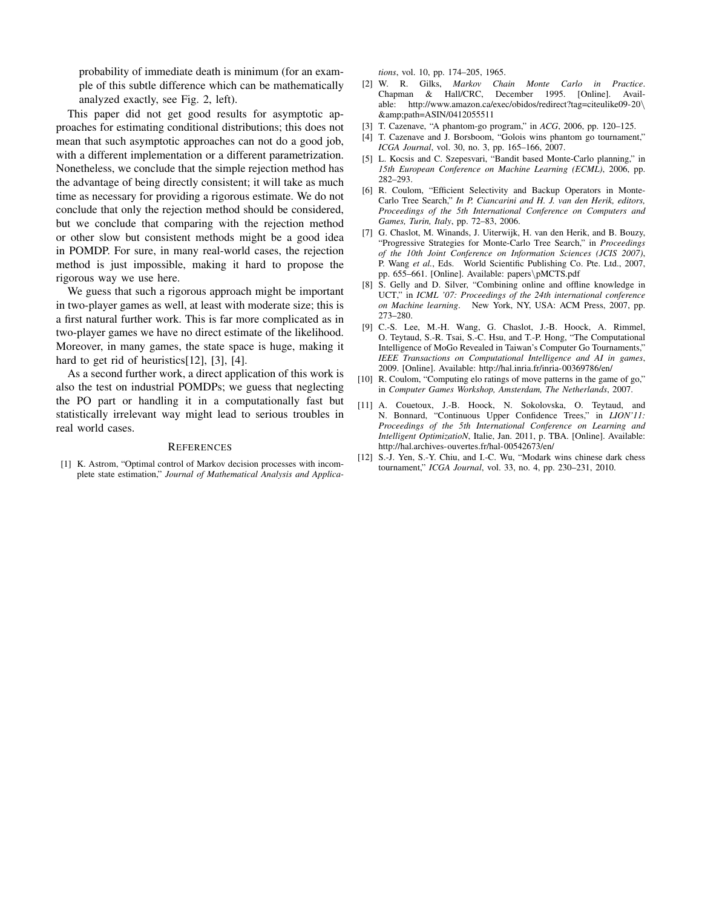probability of immediate death is minimum (for an example of this subtle difference which can be mathematically analyzed exactly, see Fig. 2, left).

This paper did not get good results for asymptotic approaches for estimating conditional distributions; this does not mean that such asymptotic approaches can not do a good job, with a different implementation or a different parametrization. Nonetheless, we conclude that the simple rejection method has the advantage of being directly consistent; it will take as much time as necessary for providing a rigorous estimate. We do not conclude that only the rejection method should be considered, but we conclude that comparing with the rejection method or other slow but consistent methods might be a good idea in POMDP. For sure, in many real-world cases, the rejection method is just impossible, making it hard to propose the rigorous way we use here.

We guess that such a rigorous approach might be important in two-player games as well, at least with moderate size; this is a first natural further work. This is far more complicated as in two-player games we have no direct estimate of the likelihood. Moreover, in many games, the state space is huge, making it hard to get rid of heuristics[12], [3], [4].

As a second further work, a direct application of this work is also the test on industrial POMDPs; we guess that neglecting the PO part or handling it in a computationally fast but statistically irrelevant way might lead to serious troubles in real world cases.

## References

[1] K. Astrom, "Optimal control of Markov decision processes with incomplete state estimation," *Journal of Mathematical Analysis and Applications*, vol. 10, pp. 174–205, 1965.

[2] W. R. Gilks, *Markov Chain Monte Carlo in Practice*. Chapman & Hall/CRC, December 1995. [Online]. Available: http://www.amazon.ca/exec/obidos/redirect?tag=citeulike09-20\&amp;path=ASIN/0412055511

[3] T. Cazenave, "A phantom-go program," in *ACG*, 2006, pp. 120–125.

[4] T. Cazenave and J. Borsboom, "Golois wins phantom go tournament," *ICGA Journal*, vol. 30, no. 3, pp. 165–166, 2007.

[5] L. Kocsis and C. Szepesvari, "Bandit based Monte-Carlo planning," in *15th European Conference on Machine Learning (ECML)*, 2006, pp. 282–293.

[6] R. Coulom, "Efficient Selectivity and Backup Operators in Monte-Carlo Tree Search," *In P. Ciancarini and H. J. van den Herik, editors, Proceedings of the 5th International Conference on Computers and Games, Turin, Italy*, pp. 72–83, 2006.

[7] G. Chaslot, M. Winands, J. Uiterwijk, H. van den Herik, and B. Bouzy, "Progressive Strategies for Monte-Carlo Tree Search," in *Proceedings of the 10th Joint Conference on Information Sciences (JCIS 2007)*, P. Wang *et al.*, Eds. World Scientific Publishing Co. Pte. Ltd., 2007, pp. 655–661. [Online]. Available: papers\pMCTS.pdf

[8] S. Gelly and D. Silver, "Combining online and offline knowledge in UCT," in *ICML '07: Proceedings of the 24th international conference on Machine learning*. New York, NY, USA: ACM Press, 2007, pp. 273–280.

[9] C.-S. Lee, M.-H. Wang, G. Chaslot, J.-B. Hoock, A. Rimmel, O. Teytaud, S.-R. Tsai, S.-C. Hsu, and T.-P. Hong, "The Computational Intelligence of MoGo Revealed in Taiwan's Computer Go Tournaments," *IEEE Transactions on Computational Intelligence and AI in games*, 2009. [Online]. Available: http://hal.inria.fr/inria-00369786/en/

[10] R. Coulom, "Computing elo ratings of move patterns in the game of go," in *Computer Games Workshop, Amsterdam, The Netherlands*, 2007.

[11] A. Couetoux, J.-B. Hoock, N. Sokolovska, O. Teytaud, and N. Bonnard, "Continuous Upper Confidence Trees," in *LION'11: Proceedings of the 5th International Conference on Learning and Intelligent OptimizatioN*, Italie, Jan. 2011, p. TBA. [Online]. Available: http://hal.archives-ouvertes.fr/hal-00542673/en/

[12] S.-J. Yen, S.-Y. Chiu, and I.-C. Wu, "Modark wins chinese dark chess tournament," *ICGA Journal*, vol. 33, no. 4, pp. 230–231, 2010.